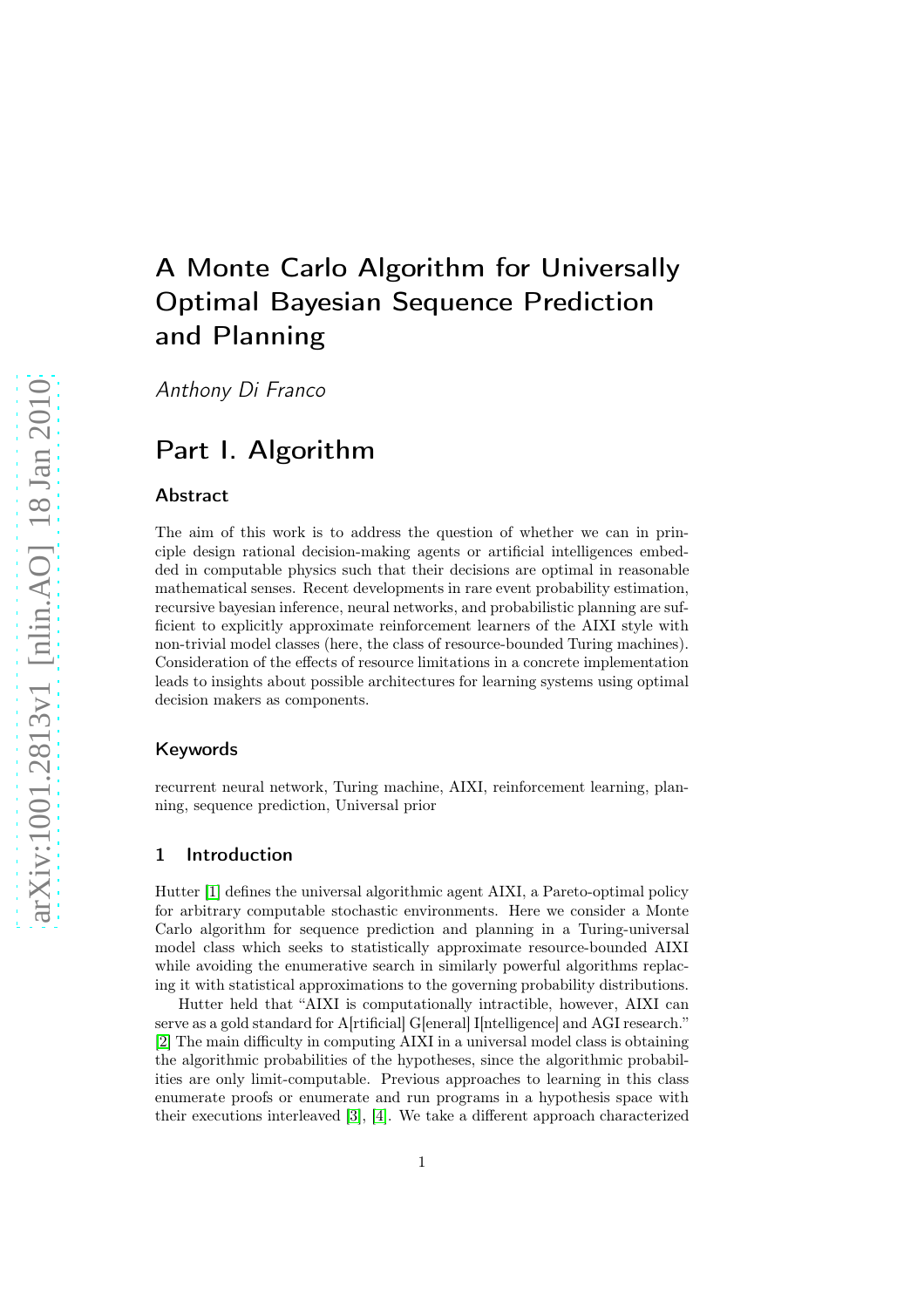# A Monte Carlo Algorithm for Universally Optimal Bayesian Sequence Prediction and Planning

*Anthony Di Franco*

# Part I. Algorithm

## Abstract

The aim of this work is to address the question of whether we can in principle design rational decision-making agents or artificial intelligences embedded in computable physics such that their decisions are optimal in reasonable mathematical senses. Recent developments in rare event probability estimation, recursive bayesian inference, neural networks, and probabilistic planning are sufficient to explicitly approximate reinforcement learners of the AIXI style with non-trivial model classes (here, the class of resource-bounded Turing machines). Consideration of the effects of resource limitations in a concrete implementation leads to insights about possible architectures for learning systems using optimal decision makers as components.

## Keywords

recurrent neural network, Turing machine, AIXI, reinforcement learning, planning, sequence prediction, Universal prior

## 1 Introduction

Hutter [1] defines the universal algorithmic agent AIXI, a Pareto-optimal policy for arbitrary computable stochastic environments. Here we consider a Monte Carlo algorithm for sequence prediction and planning in a Turing-universal model class which seeks to statistically approximate resource-bounded AIXI while avoiding the enumerative search in similarly powerful algorithms replacing it with statistical approximations to the governing probability distributions.

Hutter held that "AIXI is computationally intractible, however, AIXI can serve as a gold standard for A[rtificial] G[eneral] I[ntelligence] and AGI research." [2] The main difficulty in computing AIXI in a universal model class is obtaining the algorithmic probabilities of the hypotheses, since the algorithmic probabilities are only limit-computable. Previous approaches to learning in this class enumerate proofs or enumerate and run programs in a hypothesis space with their executions interleaved [3], [4]. We take a different approach characterized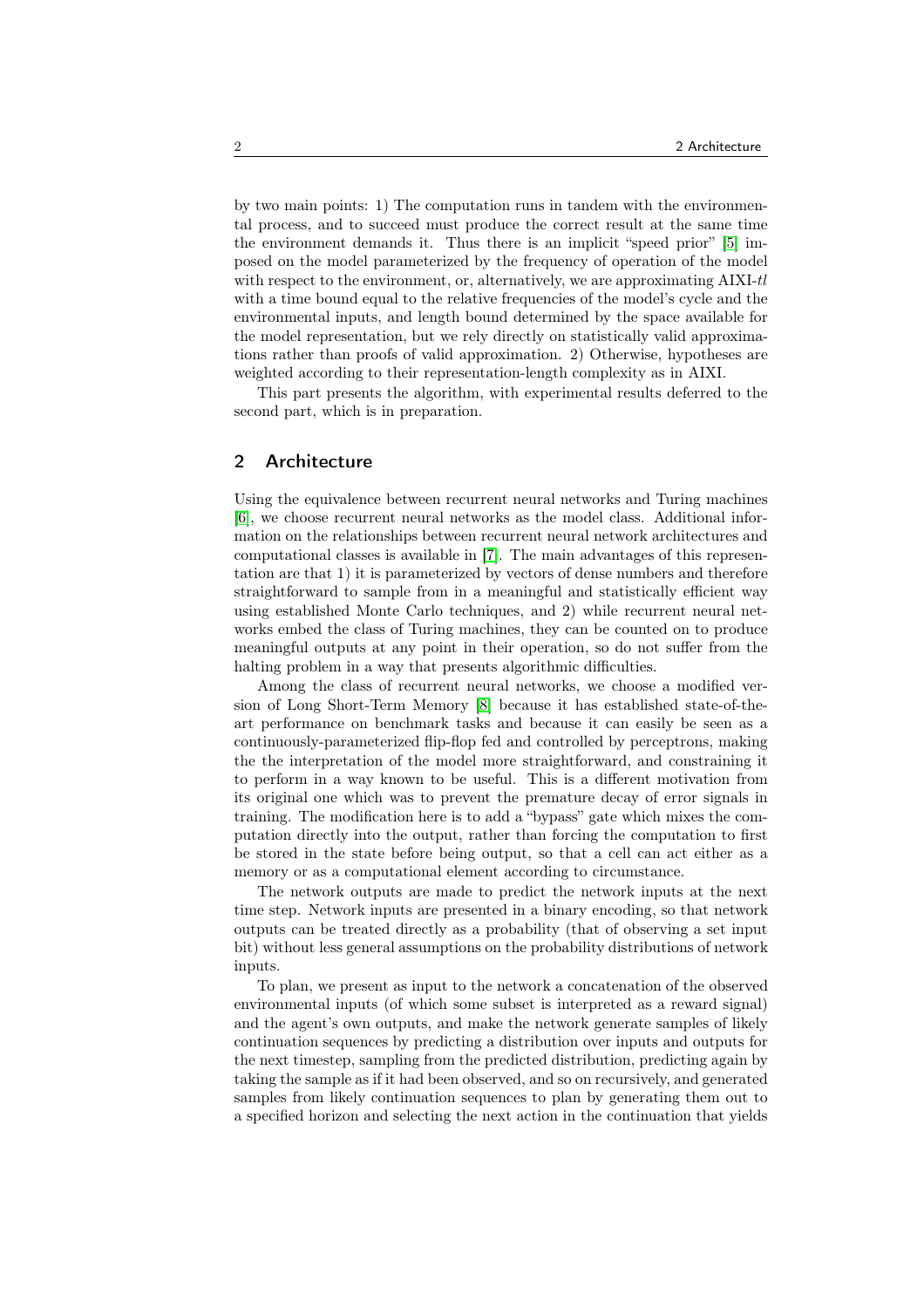by two main points: 1) The computation runs in tandem with the environmental process, and to succeed must produce the correct result at the same time the environment demands it. Thus there is an implicit "speed prior" [5] imposed on the model parameterized by the frequency of operation of the model with respect to the environment, or, alternatively, we are approximating AIXI-*tl* with a time bound equal to the relative frequencies of the model's cycle and the environmental inputs, and length bound determined by the space available for the model representation, but we rely directly on statistically valid approximations rather than proofs of valid approximation. 2) Otherwise, hypotheses are weighted according to their representation-length complexity as in AIXI.

This part presents the algorithm, with experimental results deferred to the second part, which is in preparation.

## 2 Architecture

Using the equivalence between recurrent neural networks and Turing machines [6], we choose recurrent neural networks as the model class. Additional information on the relationships between recurrent neural network architectures and computational classes is available in [7]. The main advantages of this representation are that 1) it is parameterized by vectors of dense numbers and therefore straightforward to sample from in a meaningful and statistically efficient way using established Monte Carlo techniques, and 2) while recurrent neural networks embed the class of Turing machines, they can be counted on to produce meaningful outputs at any point in their operation, so do not suffer from the halting problem in a way that presents algorithmic difficulties.

Among the class of recurrent neural networks, we choose a modified version of Long Short-Term Memory [8] because it has established state-of-the-art performance on benchmark tasks and because it can easily be seen as a continuously-parameterized flip-flop fed and controlled by perceptrons, making the the interpretation of the model more straightforward, and constraining it to perform in a way known to be useful. This is a different motivation from its original one which was to prevent the premature decay of error signals in training. The modification here is to add a "bypass" gate which mixes the computation directly into the output, rather than forcing the computation to first be stored in the state before being output, so that a cell can act either as a memory or as a computational element according to circumstance.

The network outputs are made to predict the network inputs at the next time step. Network inputs are presented in a binary encoding, so that network outputs can be treated directly as a probability (that of observing a set input bit) without less general assumptions on the probability distributions of network inputs.

To plan, we present as input to the network a concatenation of the observed environmental inputs (of which some subset is interpreted as a reward signal) and the agent's own outputs, and make the network generate samples of likely continuation sequences by predicting a distribution over inputs and outputs for the next timestep, sampling from the predicted distribution, predicting again by taking the sample as if it had been observed, and so on recursively, and generated samples from likely continuation sequences to plan by generating them out to a specified horizon and selecting the next action in the continuation that yields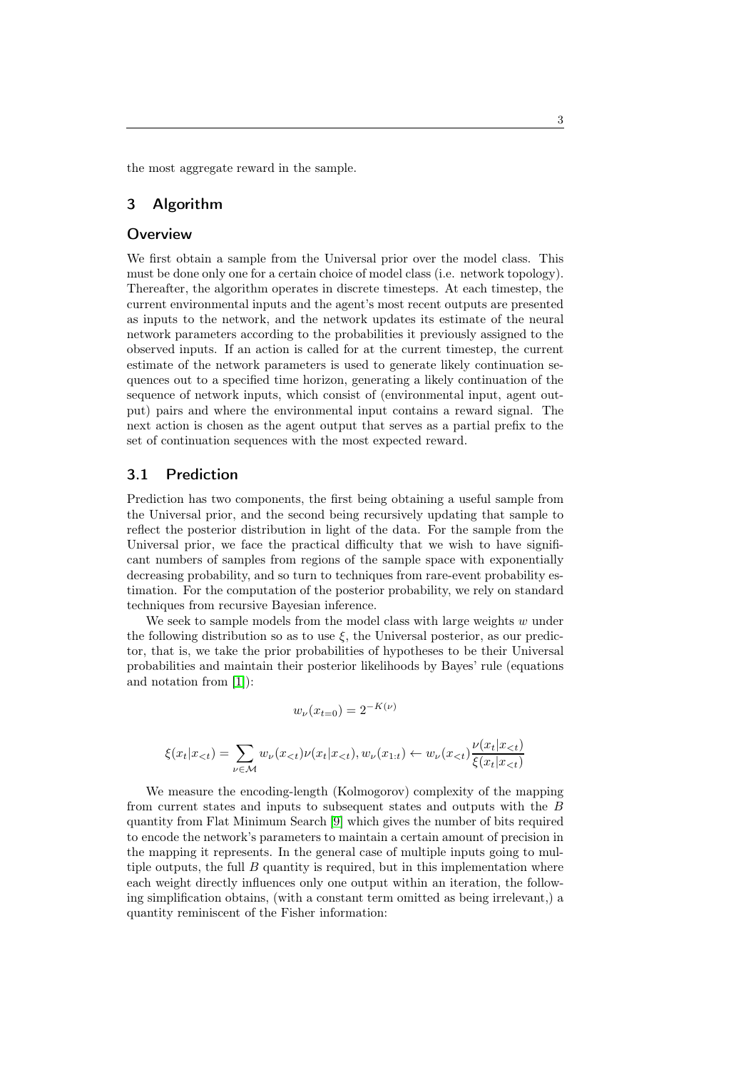the most aggregate reward in the sample.

## 3 Algorithm

### Overview

We first obtain a sample from the Universal prior over the model class. This must be done only one for a certain choice of model class (i.e. network topology). Thereafter, the algorithm operates in discrete timesteps. At each timestep, the current environmental inputs and the agent's most recent outputs are presented as inputs to the network, and the network updates its estimate of the neural network parameters according to the probabilities it previously assigned to the observed inputs. If an action is called for at the current timestep, the current estimate of the network parameters is used to generate likely continuation sequences out to a specified time horizon, generating a likely continuation of the sequence of network inputs, which consist of (environmental input, agent output) pairs and where the environmental input contains a reward signal. The next action is chosen as the agent output that serves as a partial prefix to the set of continuation sequences with the most expected reward.

## 3.1 Prediction

Prediction has two components, the first being obtaining a useful sample from the Universal prior, and the second being recursively updating that sample to reflect the posterior distribution in light of the data. For the sample from the Universal prior, we face the practical difficulty that we wish to have significant numbers of samples from regions of the sample space with exponentially decreasing probability, and so turn to techniques from rare-event probability estimation. For the computation of the posterior probability, we rely on standard techniques from recursive Bayesian inference.

We seek to sample models from the model class with large weights $w$ under the following distribution so as to use $\xi$, the Universal posterior, as our predictor, that is, we take the prior probabilities of hypotheses to be their Universal probabilities and maintain their posterior likelihoods by Bayes' rule (equations and notation from [1]):

$$w_\nu(x_{t=0}) = 2^{-K(\nu)}$$

$$\xi(x_t|x_{<t}) = \sum_{\nu \in \mathcal{M}} w_\nu(x_{<t})\nu(x_t|x_{<t}), w_\nu(x_{1:t}) \leftarrow w_\nu(x_{<t})\frac{\nu(x_t|x_{<t})}{\xi(x_t|x_{<t})}$$

We measure the encoding-length (Kolmogorov) complexity of the mapping from current states and inputs to subsequent states and outputs with the $B$ quantity from Flat Minimum Search [9] which gives the number of bits required to encode the network's parameters to maintain a certain amount of precision in the mapping it represents. In the general case of multiple inputs going to multiple outputs, the full $B$ quantity is required, but in this implementation where each weight directly influences only one output within an iteration, the following simplification obtains, (with a constant term omitted as being irrelevant,) a quantity reminiscent of the Fisher information: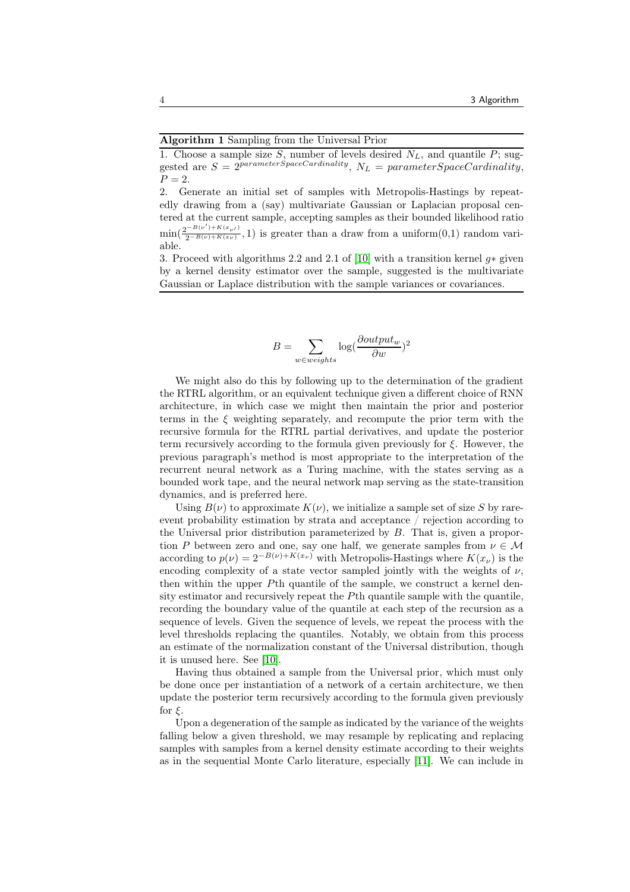**Algorithm 1** Sampling from the Universal Prior

1. Choose a sample size $S$, number of levels desired $N_L$, and quantile $P$; suggested are $S = 2^{parameterSpaceCardinality}$, $N_L = parameterSpaceCardinality$, $P = 2$.

2. Generate an initial set of samples with Metropolis-Hastings by repeatedly drawing from a (say) multivariate Gaussian or Laplacian proposal centered at the current sample, accepting samples as their bounded likelihood ratio $\min(\frac{2^{-B(\nu')+K(x_{\nu'})}}{2^{-B(\nu)+K(x_\nu)}}, 1)$ is greater than a draw from a uniform(0,1) random variable.

3. Proceed with algorithms 2.2 and 2.1 of [10] with a transition kernel $g*$ given by a kernel density estimator over the sample, suggested is the multivariate Gaussian or Laplace distribution with the sample variances or covariances.

$$B = \sum_{w \in weights} \log(\frac{\partial output_w}{\partial w})^2$$

We might also do this by following up to the determination of the gradient the RTRL algorithm, or an equivalent technique given a different choice of RNN architecture, in which case we might then maintain the prior and posterior terms in the $\xi$ weighting separately, and recompute the prior term with the recursive formula for the RTRL partial derivatives, and update the posterior term recursively according to the formula given previously for $\xi$. However, the previous paragraph's method is most appropriate to the interpretation of the recurrent neural network as a Turing machine, with the states serving as a bounded work tape, and the neural network map serving as the state-transition dynamics, and is preferred here.

Using $B(\nu)$ to approximate $K(\nu)$, we initialize a sample set of size $S$ by rare-event probability estimation by strata and acceptance / rejection according to the Universal prior distribution parameterized by $B$. That is, given a proportion $P$ between zero and one, say one half, we generate samples from $\nu \in \mathcal{M}$ according to $p(\nu) = 2^{-B(\nu)+K(x_\nu)}$ with Metropolis-Hastings where $K(x_\nu)$ is the encoding complexity of a state vector sampled jointly with the weights of $\nu$, then within the upper $P$th quantile of the sample, we construct a kernel density estimator and recursively repeat the $P$th quantile sample with the quantile, recording the boundary value of the quantile at each step of the recursion as a sequence of levels. Given the sequence of levels, we repeat the process with the level thresholds replacing the quantiles. Notably, we obtain from this process an estimate of the normalization constant of the Universal distribution, though it is unused here. See [10].

Having thus obtained a sample from the Universal prior, which must only be done once per instantiation of a network of a certain architecture, we then update the posterior term recursively according to the formula given previously for $\xi$.

Upon a degeneration of the sample as indicated by the variance of the weights falling below a given threshold, we may resample by replicating and replacing samples with samples from a kernel density estimate according to their weights as in the sequential Monte Carlo literature, especially [11]. We can include in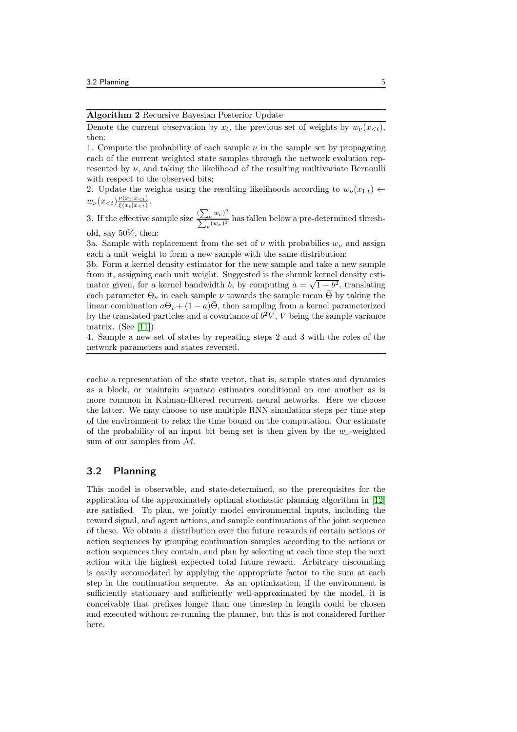**Algorithm 2** Recursive Bayesian Posterior Update

Denote the current observation by $x_t$, the previous set of weights by $w_\nu(x_{<t})$, then:

1. Compute the probability of each sample $\nu$ in the sample set by propagating each of the current weighted state samples through the network evolution represented by $\nu$, and taking the likelihood of the resulting multivariate Bernoulli with respect to the observed bits;

2. Update the weights using the resulting likelihoods according to $w_\nu(x_{1:t}) \leftarrow w_\nu(x_{<t})\frac{\nu(x_t|x_{<t})}{\xi(x_t|x_{<t})}$.

3. If the effective sample size $\frac{(\sum_\nu w_\nu)^2}{\sum_\nu (w_\nu)^2}$ has fallen below a pre-determined threshold, say 50%, then:

3a. Sample with replacement from the set of $\nu$ with probabilies $w_\nu$ and assign each a unit weight to form a new sample with the same distribution;

3b. Form a kernel density estimator for the new sample and take a new sample from it, assigning each unit weight. Suggested is the shrunk kernel density estimator given, for a kernel bandwidth $b$, by computing $a = \sqrt{1-b^2}$, translating each parameter $\Theta_\nu$ in each sample $\nu$ towards the sample mean $\bar{\Theta}$ by taking the linear combination $a\Theta_i + (1-a)\bar{\Theta}$, then sampling from a kernel parameterized by the translated particles and a covariance of $b^2V$, $V$ being the sample variance matrix. (See [11])

4. Sample a new set of states by repeating steps 2 and 3 with the roles of the network parameters and states reversed.

each$\nu$ a representation of the state vector, that is, sample states and dynamics as a block, or maintain separate estimates conditional on one another as is more common in Kalman-filtered recurrent neural networks. Here we choose the latter. We may choose to use multiple RNN simulation steps per time step of the environment to relax the time bound on the computation. Our estimate of the probability of an input bit being set is then given by the $w_\nu$-weighted sum of our samples from $\mathcal{M}$.

## 3.2 Planning

This model is observable, and state-determined, so the prerequisites for the application of the approximately optimal stochastic planning algorithm in [12] are satisfied. To plan, we jointly model environmental inputs, including the reward signal, and agent actions, and sample continuations of the joint sequence of these. We obtain a distribution over the future rewards of certain actions or action sequences by grouping continuation samples according to the actions or action sequences they contain, and plan by selecting at each time step the next action with the highest expected total future reward. Arbitrary discounting is easily accomodated by applying the appropriate factor to the sum at each step in the continuation sequence. As an optimization, if the environment is sufficiently stationary and sufficiently well-approximated by the model, it is conceivable that prefixes longer than one timestep in length could be chosen and executed without re-running the planner, but this is not considered further here.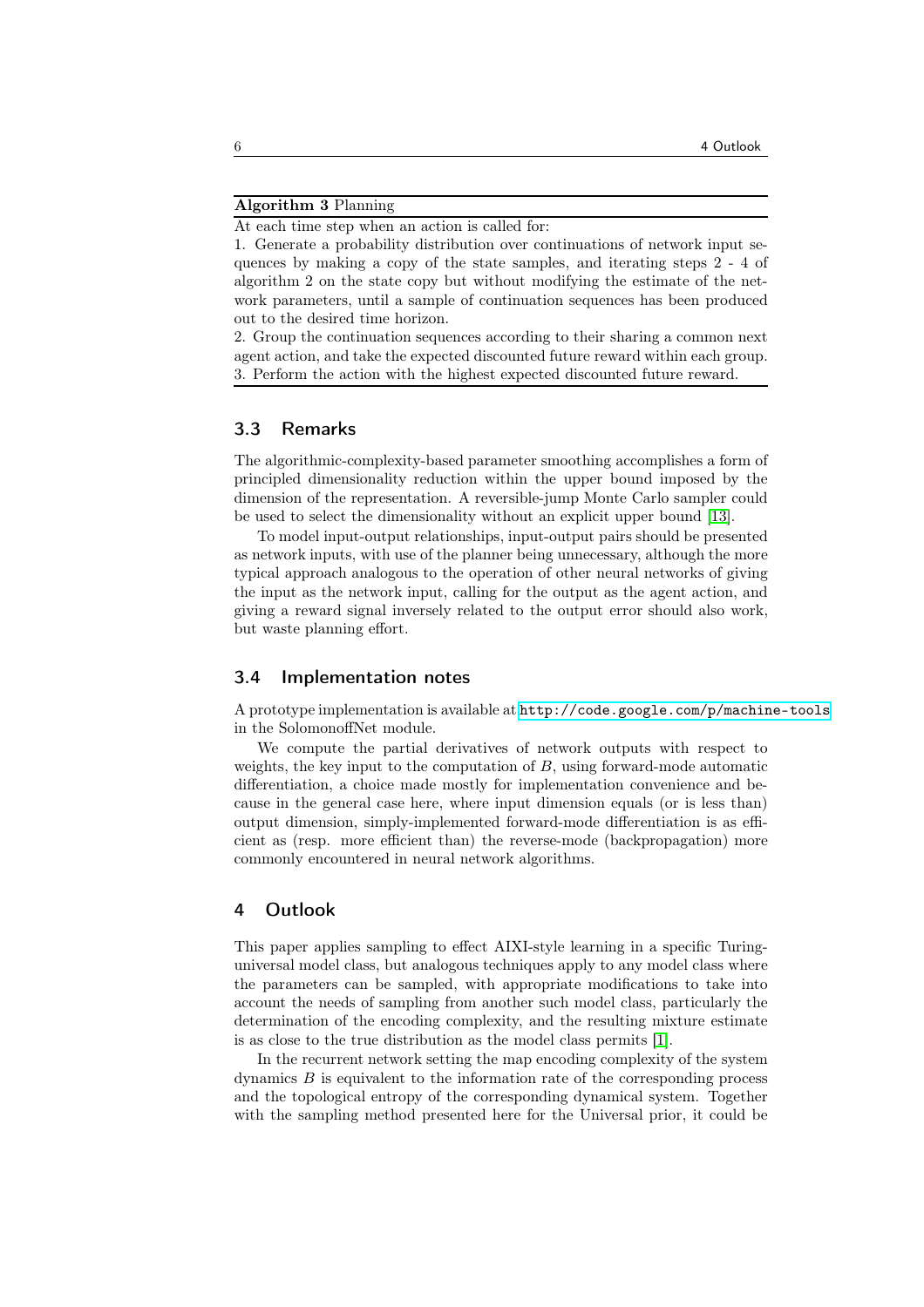**Algorithm 3** Planning

At each time step when an action is called for:

1. Generate a probability distribution over continuations of network input sequences by making a copy of the state samples, and iterating steps 2 - 4 of algorithm 2 on the state copy but without modifying the estimate of the network parameters, until a sample of continuation sequences has been produced out to the desired time horizon.
2. Group the continuation sequences according to their sharing a common next agent action, and take the expected discounted future reward within each group.
3. Perform the action with the highest expected discounted future reward.

### 3.3 Remarks

The algorithmic-complexity-based parameter smoothing accomplishes a form of principled dimensionality reduction within the upper bound imposed by the dimension of the representation. A reversible-jump Monte Carlo sampler could be used to select the dimensionality without an explicit upper bound [13].

To model input-output relationships, input-output pairs should be presented as network inputs, with use of the planner being unnecessary, although the more typical approach analogous to the operation of other neural networks of giving the input as the network input, calling for the output as the agent action, and giving a reward signal inversely related to the output error should also work, but waste planning effort.

### 3.4 Implementation notes

A prototype implementation is available at http://code.google.com/p/machine-tools in the SolomonoffNet module.

We compute the partial derivatives of network outputs with respect to weights, the key input to the computation of $B$, using forward-mode automatic differentiation, a choice made mostly for implementation convenience and because in the general case here, where input dimension equals (or is less than) output dimension, simply-implemented forward-mode differentiation is as efficient as (resp. more efficient than) the reverse-mode (backpropagation) more commonly encountered in neural network algorithms.

## 4 Outlook

This paper applies sampling to effect AIXI-style learning in a specific Turing-universal model class, but analogous techniques apply to any model class where the parameters can be sampled, with appropriate modifications to take into account the needs of sampling from another such model class, particularly the determination of the encoding complexity, and the resulting mixture estimate is as close to the true distribution as the model class permits [1].

In the recurrent network setting the map encoding complexity of the system dynamics $B$ is equivalent to the information rate of the corresponding process and the topological entropy of the corresponding dynamical system. Together with the sampling method presented here for the Universal prior, it could be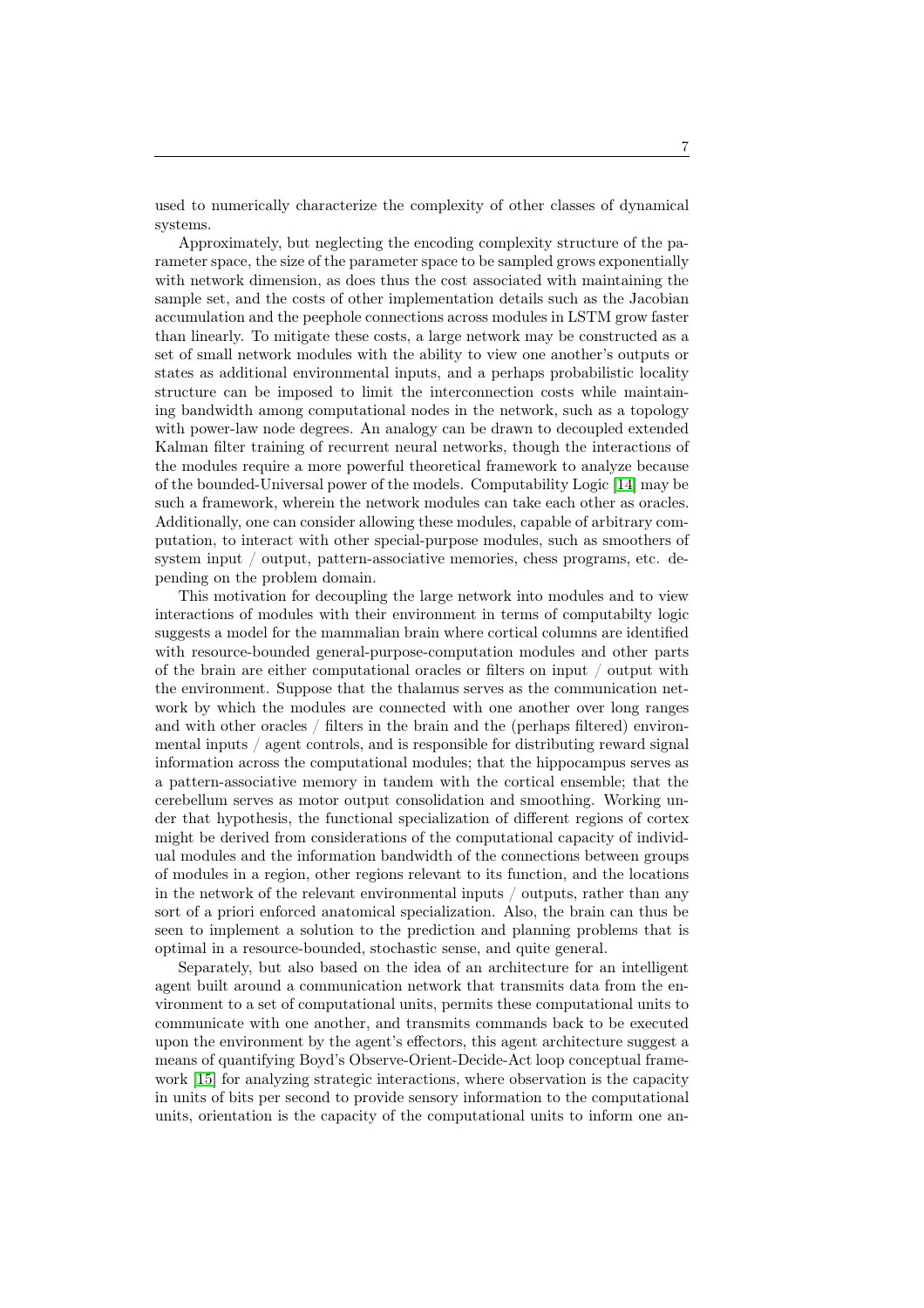used to numerically characterize the complexity of other classes of dynamical systems.

Approximately, but neglecting the encoding complexity structure of the parameter space, the size of the parameter space to be sampled grows exponentially with network dimension, as does thus the cost associated with maintaining the sample set, and the costs of other implementation details such as the Jacobian accumulation and the peephole connections across modules in LSTM grow faster than linearly. To mitigate these costs, a large network may be constructed as a set of small network modules with the ability to view one another's outputs or states as additional environmental inputs, and a perhaps probabilistic locality structure can be imposed to limit the interconnection costs while maintaining bandwidth among computational nodes in the network, such as a topology with power-law node degrees. An analogy can be drawn to decoupled extended Kalman filter training of recurrent neural networks, though the interactions of the modules require a more powerful theoretical framework to analyze because of the bounded-Universal power of the models. Computability Logic [14] may be such a framework, wherein the network modules can take each other as oracles. Additionally, one can consider allowing these modules, capable of arbitrary computation, to interact with other special-purpose modules, such as smoothers of system input / output, pattern-associative memories, chess programs, etc. depending on the problem domain.

This motivation for decoupling the large network into modules and to view interactions of modules with their environment in terms of computabilty logic suggests a model for the mammalian brain where cortical columns are identified with resource-bounded general-purpose-computation modules and other parts of the brain are either computational oracles or filters on input / output with the environment. Suppose that the thalamus serves as the communication network by which the modules are connected with one another over long ranges and with other oracles / filters in the brain and the (perhaps filtered) environmental inputs / agent controls, and is responsible for distributing reward signal information across the computational modules; that the hippocampus serves as a pattern-associative memory in tandem with the cortical ensemble; that the cerebellum serves as motor output consolidation and smoothing. Working under that hypothesis, the functional specialization of different regions of cortex might be derived from considerations of the computational capacity of individual modules and the information bandwidth of the connections between groups of modules in a region, other regions relevant to its function, and the locations in the network of the relevant environmental inputs / outputs, rather than any sort of a priori enforced anatomical specialization. Also, the brain can thus be seen to implement a solution to the prediction and planning problems that is optimal in a resource-bounded, stochastic sense, and quite general.

Separately, but also based on the idea of an architecture for an intelligent agent built around a communication network that transmits data from the environment to a set of computational units, permits these computational units to communicate with one another, and transmits commands back to be executed upon the environment by the agent's effectors, this agent architecture suggest a means of quantifying Boyd's Observe-Orient-Decide-Act loop conceptual framework [15] for analyzing strategic interactions, where observation is the capacity in units of bits per second to provide sensory information to the computational units, orientation is the capacity of the computational units to inform one an-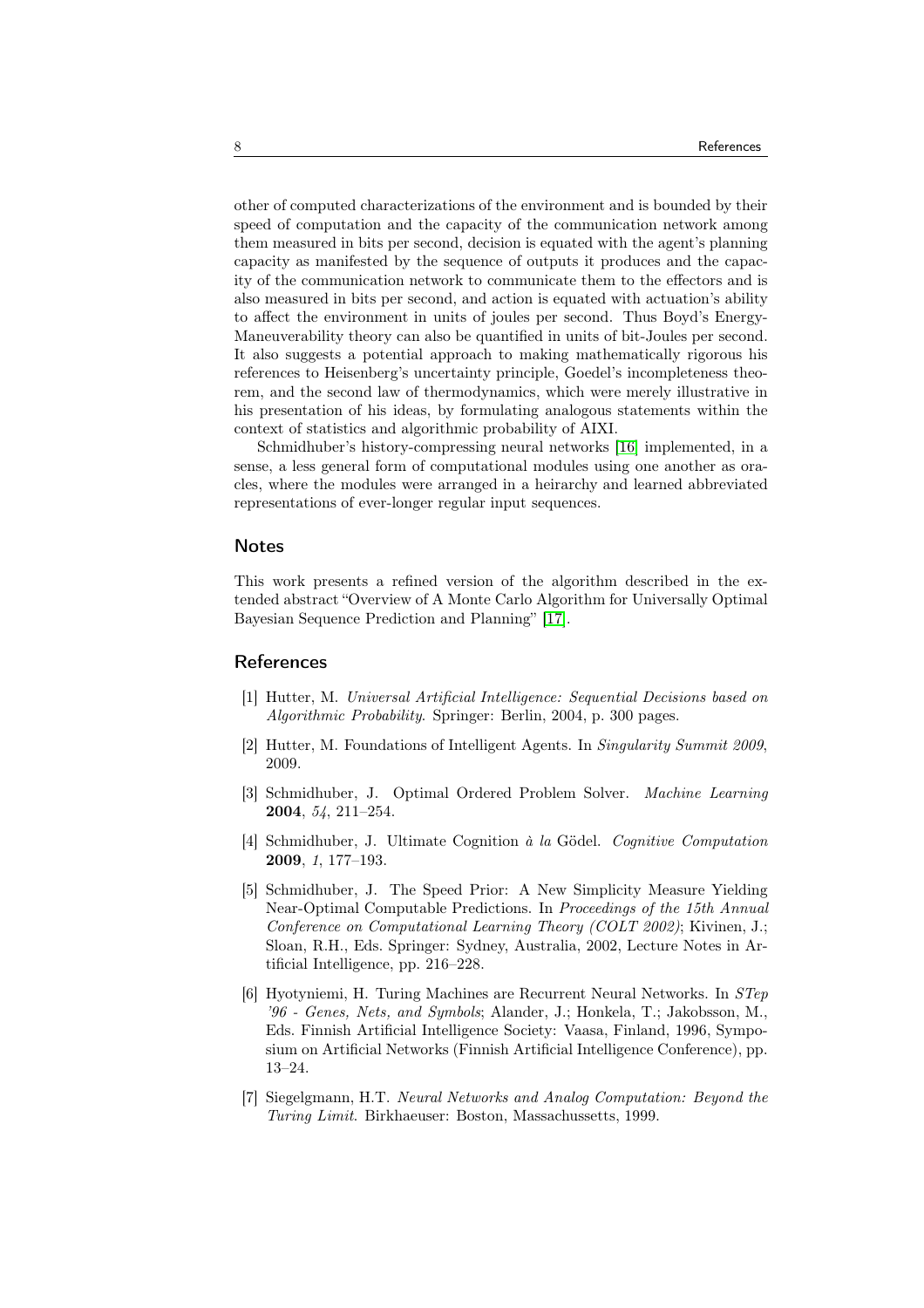other of computed characterizations of the environment and is bounded by their speed of computation and the capacity of the communication network among them measured in bits per second, decision is equated with the agent's planning capacity as manifested by the sequence of outputs it produces and the capacity of the communication network to communicate them to the effectors and is also measured in bits per second, and action is equated with actuation's ability to affect the environment in units of joules per second. Thus Boyd's Energy-Maneuverability theory can also be quantified in units of bit-Joules per second. It also suggests a potential approach to making mathematically rigorous his references to Heisenberg's uncertainty principle, Goedel's incompleteness theorem, and the second law of thermodynamics, which were merely illustrative in his presentation of his ideas, by formulating analogous statements within the context of statistics and algorithmic probability of AIXI.

Schmidhuber's history-compressing neural networks [16] implemented, in a sense, a less general form of computational modules using one another as oracles, where the modules were arranged in a heirarchy and learned abbreviated representations of ever-longer regular input sequences.

## Notes

This work presents a refined version of the algorithm described in the extended abstract "Overview of A Monte Carlo Algorithm for Universally Optimal Bayesian Sequence Prediction and Planning" [17].

## References

[1] Hutter, M. *Universal Artificial Intelligence: Sequential Decisions based on Algorithmic Probability*. Springer: Berlin, 2004, p. 300 pages.

[2] Hutter, M. Foundations of Intelligent Agents. In *Singularity Summit 2009*, 2009.

[3] Schmidhuber, J. Optimal Ordered Problem Solver. *Machine Learning* **2004**, *54*, 211–254.

[4] Schmidhuber, J. Ultimate Cognition *à la* Gödel. *Cognitive Computation* **2009**, *1*, 177–193.

[5] Schmidhuber, J. The Speed Prior: A New Simplicity Measure Yielding Near-Optimal Computable Predictions. In *Proceedings of the 15th Annual Conference on Computational Learning Theory (COLT 2002)*; Kivinen, J.; Sloan, R.H., Eds. Springer: Sydney, Australia, 2002, Lecture Notes in Artificial Intelligence, pp. 216–228.

[6] Hyotyniemi, H. Turing Machines are Recurrent Neural Networks. In *STep '96 - Genes, Nets, and Symbols*; Alander, J.; Honkela, T.; Jakobsson, M., Eds. Finnish Artificial Intelligence Society: Vaasa, Finland, 1996, Symposium on Artificial Networks (Finnish Artificial Intelligence Conference), pp. 13–24.

[7] Siegelgmann, H.T. *Neural Networks and Analog Computation: Beyond the Turing Limit*. Birkhaeuser: Boston, Massachussetts, 1999.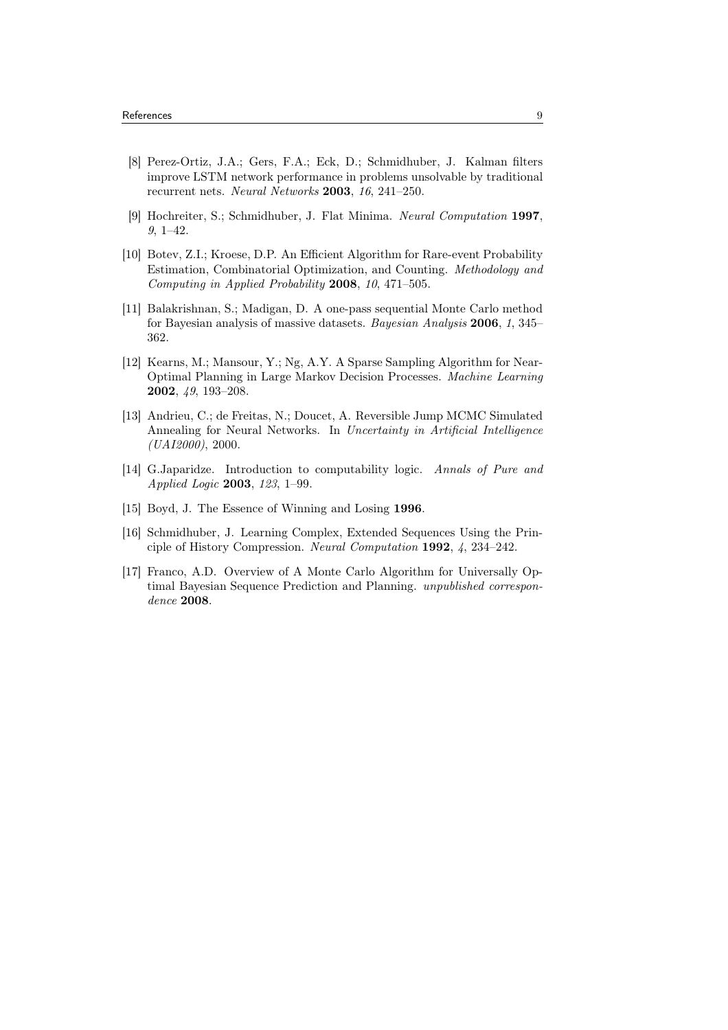[8] Perez-Ortiz, J.A.; Gers, F.A.; Eck, D.; Schmidhuber, J. Kalman filters improve LSTM network performance in problems unsolvable by traditional recurrent nets. *Neural Networks* **2003**, *16*, 241–250.

[9] Hochreiter, S.; Schmidhuber, J. Flat Minima. *Neural Computation* **1997**, *9*, 1–42.

[10] Botev, Z.I.; Kroese, D.P. An Efficient Algorithm for Rare-event Probability Estimation, Combinatorial Optimization, and Counting. *Methodology and Computing in Applied Probability* **2008**, *10*, 471–505.

[11] Balakrishnan, S.; Madigan, D. A one-pass sequential Monte Carlo method for Bayesian analysis of massive datasets. *Bayesian Analysis* **2006**, *1*, 345–362.

[12] Kearns, M.; Mansour, Y.; Ng, A.Y. A Sparse Sampling Algorithm for Near-Optimal Planning in Large Markov Decision Processes. *Machine Learning* **2002**, *49*, 193–208.

[13] Andrieu, C.; de Freitas, N.; Doucet, A. Reversible Jump MCMC Simulated Annealing for Neural Networks. In *Uncertainty in Artificial Intelligence (UAI2000)*, 2000.

[14] G.Japaridze. Introduction to computability logic. *Annals of Pure and Applied Logic* **2003**, *123*, 1–99.

[15] Boyd, J. The Essence of Winning and Losing **1996**.

[16] Schmidhuber, J. Learning Complex, Extended Sequences Using the Principle of History Compression. *Neural Computation* **1992**, *4*, 234–242.

[17] Franco, A.D. Overview of A Monte Carlo Algorithm for Universally Optimal Bayesian Sequence Prediction and Planning. *unpublished correspondence* **2008**.